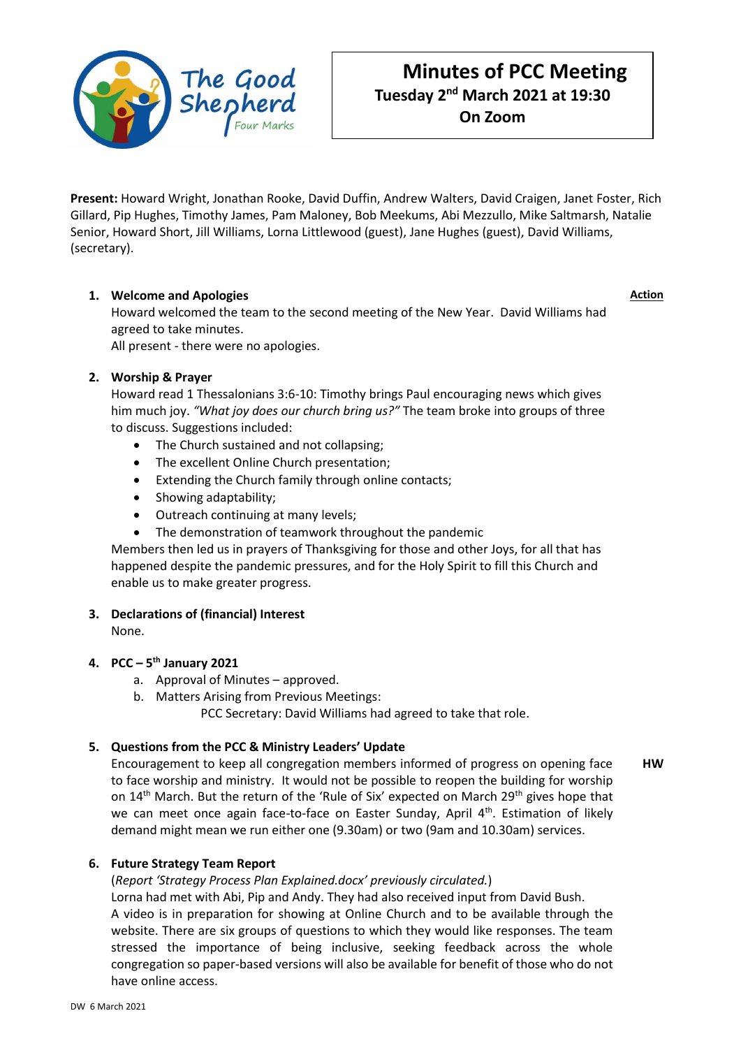# Minutes of PCC Meeting

**Tuesday 2nd March 2021 at 19:30**

**On Zoom**

**Present:** Howard Wright, Jonathan Rooke, David Duffin, Andrew Walters, David Craigen, Janet Foster, Rich Gillard, Pip Hughes, Timothy James, Pam Maloney, Bob Meekums, Abi Mezzullo, Mike Saltmarsh, Natalie Senior, Howard Short, Jill Williams, Lorna Littlewood (guest), Jane Hughes (guest), David Williams, (secretary).

**Action**

## 1. Welcome and Apologies

Howard welcomed the team to the second meeting of the New Year. David Williams had agreed to take minutes.

All present - there were no apologies.

## 2. Worship & Prayer

Howard read 1 Thessalonians 3:6-10: Timothy brings Paul encouraging news which gives him much joy. *"What joy does our church bring us?"* The team broke into groups of three to discuss. Suggestions included:

- The Church sustained and not collapsing;
- The excellent Online Church presentation;
- Extending the Church family through online contacts;
- Showing adaptability;
- Outreach continuing at many levels;
- The demonstration of teamwork throughout the pandemic

Members then led us in prayers of Thanksgiving for those and other Joys, for all that has happened despite the pandemic pressures, and for the Holy Spirit to fill this Church and enable us to make greater progress.

## 3. Declarations of (financial) Interest

None.

## 4. PCC – 5th January 2021

a. Approval of Minutes – approved.

b. Matters Arising from Previous Meetings:

PCC Secretary: David Williams had agreed to take that role.

## 5. Questions from the PCC & Ministry Leaders' Update

Encouragement to keep all congregation members informed of progress on opening face to face worship and ministry. It would not be possible to reopen the building for worship on 14th March. But the return of the 'Rule of Six' expected on March 29th gives hope that we can meet once again face-to-face on Easter Sunday, April 4th. Estimation of likely demand might mean we run either one (9.30am) or two (9am and 10.30am) services. **HW**

## 6. Future Strategy Team Report

(*Report 'Strategy Process Plan Explained.docx' previously circulated.*)

Lorna had met with Abi, Pip and Andy. They had also received input from David Bush.

A video is in preparation for showing at Online Church and to be available through the website. There are six groups of questions to which they would like responses. The team stressed the importance of being inclusive, seeking feedback across the whole congregation so paper-based versions will also be available for benefit of those who do not have online access.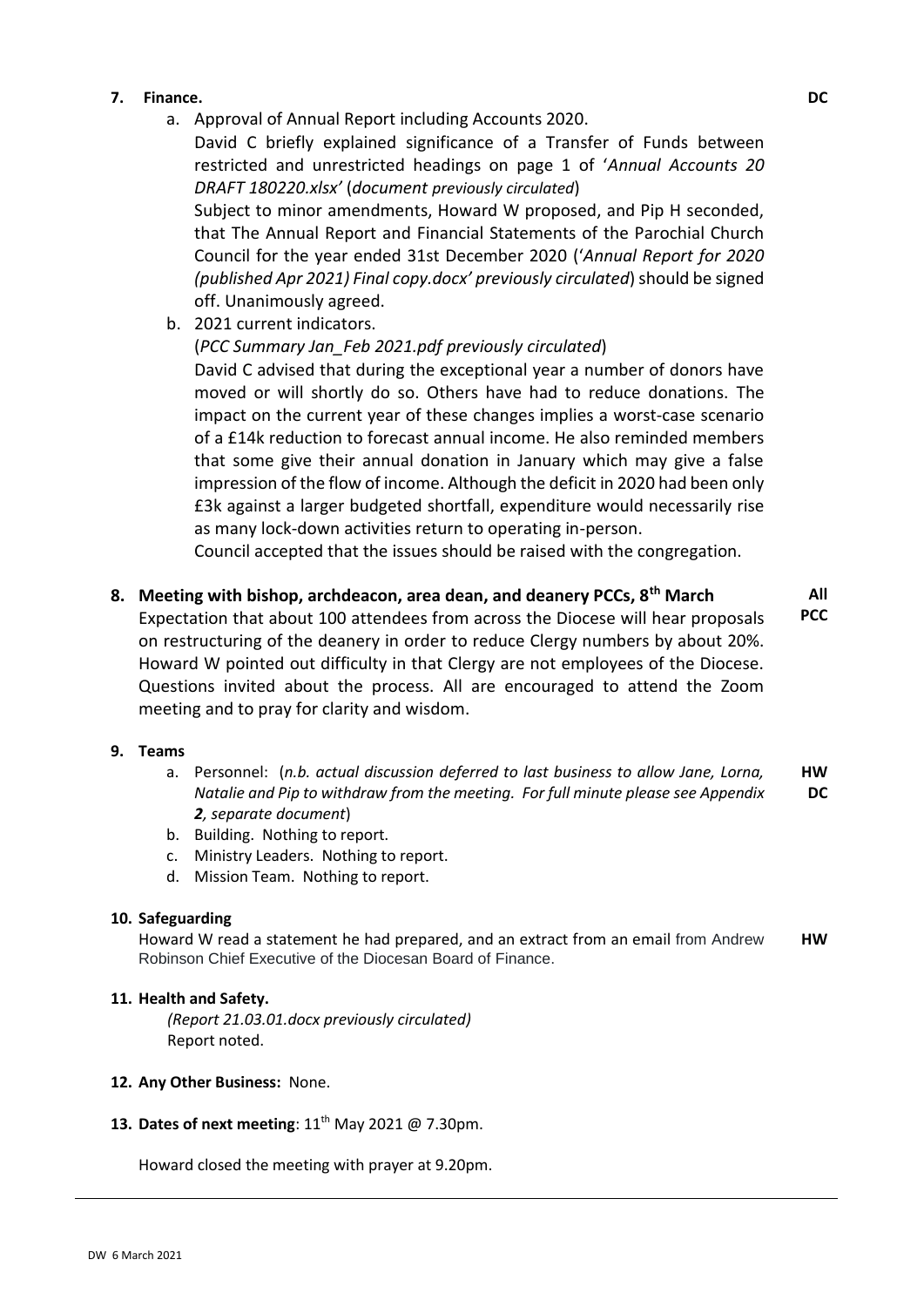**7. Finance.** **DC**

a. Approval of Annual Report including Accounts 2020.

David C briefly explained significance of a Transfer of Funds between restricted and unrestricted headings on page 1 of '*Annual Accounts 20 DRAFT 180220.xlsx'* (*document previously circulated*)

Subject to minor amendments, Howard W proposed, and Pip H seconded, that The Annual Report and Financial Statements of the Parochial Church Council for the year ended 31st December 2020 ('*Annual Report for 2020 (published Apr 2021) Final copy.docx' previously circulated*) should be signed off. Unanimously agreed.

b. 2021 current indicators.

(*PCC Summary Jan_Feb 2021.pdf previously circulated*)

David C advised that during the exceptional year a number of donors have moved or will shortly do so. Others have had to reduce donations. The impact on the current year of these changes implies a worst-case scenario of a £14k reduction to forecast annual income. He also reminded members that some give their annual donation in January which may give a false impression of the flow of income. Although the deficit in 2020 had been only £3k against a larger budgeted shortfall, expenditure would necessarily rise as many lock-down activities return to operating in-person.

Council accepted that the issues should be raised with the congregation.

**8. Meeting with bishop, archdeacon, area dean, and deanery PCCs, 8th March** **All PCC**

Expectation that about 100 attendees from across the Diocese will hear proposals on restructuring of the deanery in order to reduce Clergy numbers by about 20%. Howard W pointed out difficulty in that Clergy are not employees of the Diocese. Questions invited about the process. All are encouraged to attend the Zoom meeting and to pray for clarity and wisdom.

**9. Teams**

a. Personnel: (*n.b. actual discussion deferred to last business to allow Jane, Lorna, Natalie and Pip to withdraw from the meeting. For full minute please see Appendix **2**, separate document*) **HW DC**

b. Building. Nothing to report.

c. Ministry Leaders. Nothing to report.

d. Mission Team. Nothing to report.

**10. Safeguarding**

Howard W read a statement he had prepared, and an extract from an email from Andrew Robinson Chief Executive of the Diocesan Board of Finance. **HW**

**11. Health and Safety.**

*(Report 21.03.01.docx previously circulated)*
Report noted.

**12. Any Other Business:** None.

**13. Dates of next meeting**: 11th May 2021 @ 7.30pm.

Howard closed the meeting with prayer at 9.20pm.

DW 6 March 2021